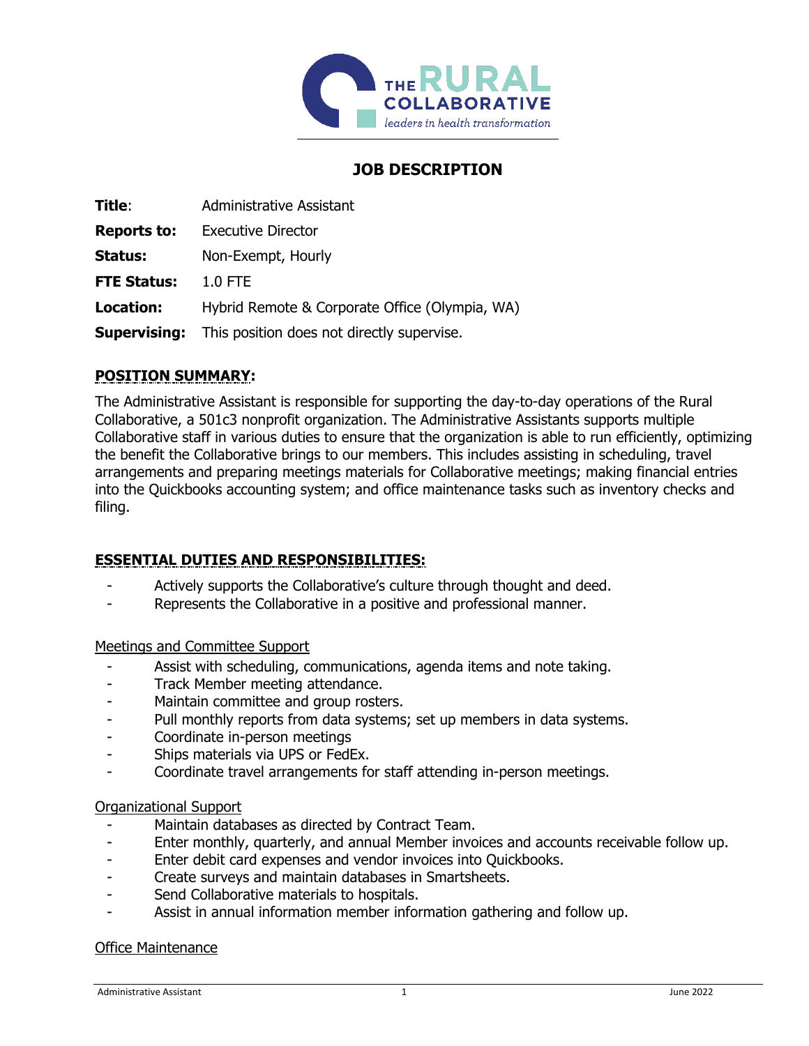# JOB DESCRIPTION

**Title**: Administrative Assistant

**Reports to:** Executive Director

**Status:** Non-Exempt, Hourly

**FTE Status:** 1.0 FTE

**Location:** Hybrid Remote & Corporate Office (Olympia, WA)

**Supervising:** This position does not directly supervise.

## POSITION SUMMARY:

The Administrative Assistant is responsible for supporting the day-to-day operations of the Rural Collaborative, a 501c3 nonprofit organization. The Administrative Assistants supports multiple Collaborative staff in various duties to ensure that the organization is able to run efficiently, optimizing the benefit the Collaborative brings to our members. This includes assisting in scheduling, travel arrangements and preparing meetings materials for Collaborative meetings; making financial entries into the Quickbooks accounting system; and office maintenance tasks such as inventory checks and filing.

## ESSENTIAL DUTIES AND RESPONSIBILITIES:

- Actively supports the Collaborative's culture through thought and deed.
- Represents the Collaborative in a positive and professional manner.

### Meetings and Committee Support

- Assist with scheduling, communications, agenda items and note taking.
- Track Member meeting attendance.
- Maintain committee and group rosters.
- Pull monthly reports from data systems; set up members in data systems.
- Coordinate in-person meetings
- Ships materials via UPS or FedEx.
- Coordinate travel arrangements for staff attending in-person meetings.

### Organizational Support

- Maintain databases as directed by Contract Team.
- Enter monthly, quarterly, and annual Member invoices and accounts receivable follow up.
- Enter debit card expenses and vendor invoices into Quickbooks.
- Create surveys and maintain databases in Smartsheets.
- Send Collaborative materials to hospitals.
- Assist in annual information member information gathering and follow up.

### Office Maintenance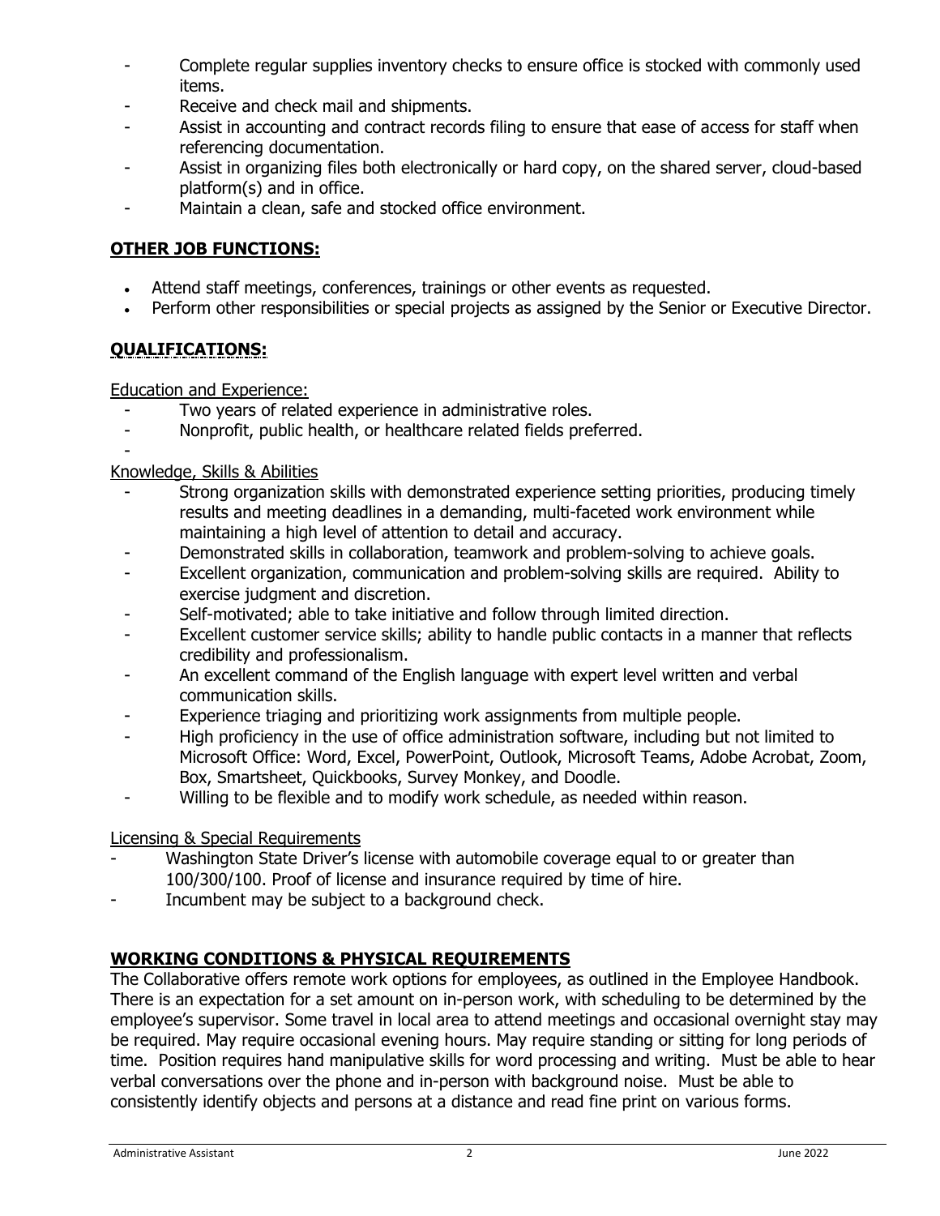- Complete regular supplies inventory checks to ensure office is stocked with commonly used items.
- Receive and check mail and shipments.
- Assist in accounting and contract records filing to ensure that ease of access for staff when referencing documentation.
- Assist in organizing files both electronically or hard copy, on the shared server, cloud-based platform(s) and in office.
- Maintain a clean, safe and stocked office environment.

## OTHER JOB FUNCTIONS:

- Attend staff meetings, conferences, trainings or other events as requested.
- Perform other responsibilities or special projects as assigned by the Senior or Executive Director.

## QUALIFICATIONS:

Education and Experience:

- Two years of related experience in administrative roles.
- Nonprofit, public health, or healthcare related fields preferred.
-

Knowledge, Skills & Abilities

- Strong organization skills with demonstrated experience setting priorities, producing timely results and meeting deadlines in a demanding, multi-faceted work environment while maintaining a high level of attention to detail and accuracy.
- Demonstrated skills in collaboration, teamwork and problem-solving to achieve goals.
- Excellent organization, communication and problem-solving skills are required. Ability to exercise judgment and discretion.
- Self-motivated; able to take initiative and follow through limited direction.
- Excellent customer service skills; ability to handle public contacts in a manner that reflects credibility and professionalism.
- An excellent command of the English language with expert level written and verbal communication skills.
- Experience triaging and prioritizing work assignments from multiple people.
- High proficiency in the use of office administration software, including but not limited to Microsoft Office: Word, Excel, PowerPoint, Outlook, Microsoft Teams, Adobe Acrobat, Zoom, Box, Smartsheet, Quickbooks, Survey Monkey, and Doodle.
- Willing to be flexible and to modify work schedule, as needed within reason.

Licensing & Special Requirements

- Washington State Driver's license with automobile coverage equal to or greater than 100/300/100. Proof of license and insurance required by time of hire.
- Incumbent may be subject to a background check.

## WORKING CONDITIONS & PHYSICAL REQUIREMENTS

The Collaborative offers remote work options for employees, as outlined in the Employee Handbook. There is an expectation for a set amount on in-person work, with scheduling to be determined by the employee's supervisor. Some travel in local area to attend meetings and occasional overnight stay may be required. May require occasional evening hours. May require standing or sitting for long periods of time. Position requires hand manipulative skills for word processing and writing. Must be able to hear verbal conversations over the phone and in-person with background noise. Must be able to consistently identify objects and persons at a distance and read fine print on various forms.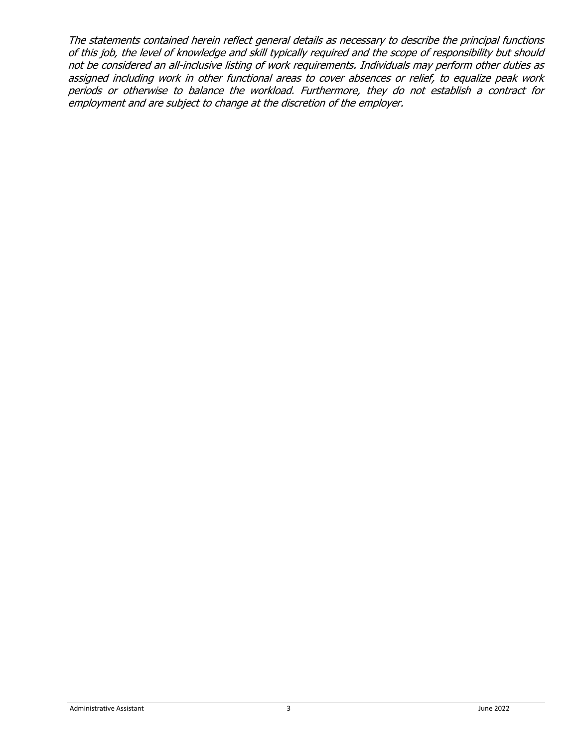*The statements contained herein reflect general details as necessary to describe the principal functions of this job, the level of knowledge and skill typically required and the scope of responsibility but should not be considered an all-inclusive listing of work requirements. Individuals may perform other duties as assigned including work in other functional areas to cover absences or relief, to equalize peak work periods or otherwise to balance the workload. Furthermore, they do not establish a contract for employment and are subject to change at the discretion of the employer.*